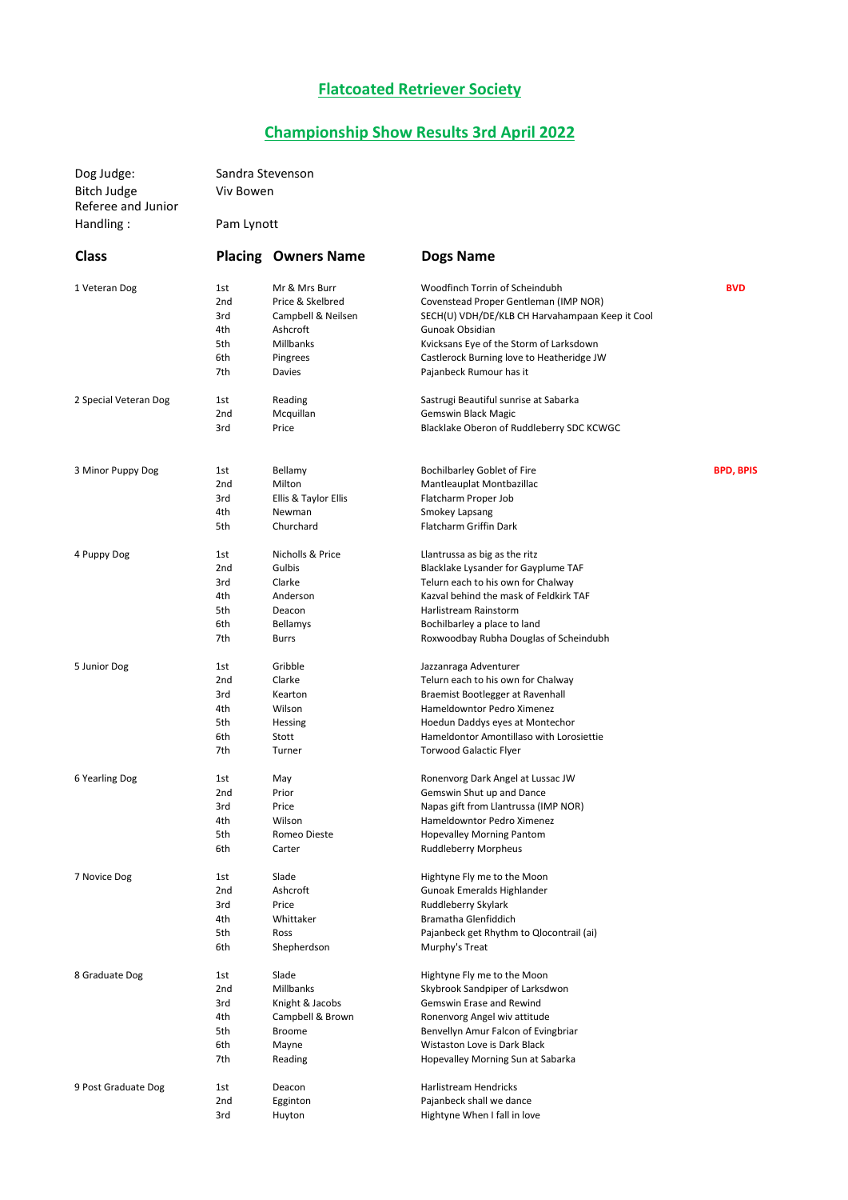# Flatcoated Retriever Society

## Championship Show Results 3rd April 2022

| | |
|---|---|
| Dog Judge: | Sandra Stevenson |
| Bitch Judge | Viv Bowen |
| Referee and Junior Handling : | Pam Lynott |

| Class | Placing | Owners Name | Dogs Name | |
|---|---|---|---|---|
| 1 Veteran Dog | 1st | Mr & Mrs Burr | Woodfinch Torrin of Scheindubh | **BVD** |
| | 2nd | Price & Skelbred | Covenstead Proper Gentleman (IMP NOR) | |
| | 3rd | Campbell & Neilsen | SECH(U) VDH/DE/KLB CH Harvahampaan Keep it Cool | |
| | 4th | Ashcroft | Gunoak Obsidian | |
| | 5th | Millbanks | Kvicksans Eye of the Storm of Larksdown | |
| | 6th | Pingrees | Castlerock Burning love to Heatheridge JW | |
| | 7th | Davies | Pajanbeck Rumour has it | |
| 2 Special Veteran Dog | 1st | Reading | Sastrugi Beautiful sunrise at Sabarka | |
| | 2nd | Mcquillan | Gemswin Black Magic | |
| | 3rd | Price | Blacklake Oberon of Ruddleberry SDC KCWGC | |
| 3 Minor Puppy Dog | 1st | Bellamy | Bochilbarley Goblet of Fire | **BPD, BPIS** |
| | 2nd | Milton | Mantleauplat Montbazillac | |
| | 3rd | Ellis & Taylor Ellis | Flatcharm Proper Job | |
| | 4th | Newman | Smokey Lapsang | |
| | 5th | Churchard | Flatcharm Griffin Dark | |
| 4 Puppy Dog | 1st | Nicholls & Price | Llantrussa as big as the ritz | |
| | 2nd | Gulbis | Blacklake Lysander for Gayplume TAF | |
| | 3rd | Clarke | Telurn each to his own for Chalway | |
| | 4th | Anderson | Kazval behind the mask of Feldkirk TAF | |
| | 5th | Deacon | Harlistream Rainstorm | |
| | 6th | Bellamys | Bochilbarley a place to land | |
| | 7th | Burrs | Roxwoodbay Rubha Douglas of Scheindubh | |
| 5 Junior Dog | 1st | Gribble | Jazzanraga Adventurer | |
| | 2nd | Clarke | Telurn each to his own for Chalway | |
| | 3rd | Kearton | Braemist Bootlegger at Ravenhall | |
| | 4th | Wilson | Hameldowntor Pedro Ximenez | |
| | 5th | Hessing | Hoedun Daddys eyes at Montechor | |
| | 6th | Stott | Hameldontor Amontillaso with Lorosiettie | |
| | 7th | Turner | Torwood Galactic Flyer | |
| 6 Yearling Dog | 1st | May | Ronenvorg Dark Angel at Lussac JW | |
| | 2nd | Prior | Gemswin Shut up and Dance | |
| | 3rd | Price | Napas gift from Llantrussa (IMP NOR) | |
| | 4th | Wilson | Hameldowntor Pedro Ximenez | |
| | 5th | Romeo Dieste | Hopevalley Morning Pantom | |
| | 6th | Carter | Ruddleberry Morpheus | |
| 7 Novice Dog | 1st | Slade | Hightyne Fly me to the Moon | |
| | 2nd | Ashcroft | Gunoak Emeralds Highlander | |
| | 3rd | Price | Ruddleberry Skylark | |
| | 4th | Whittaker | Bramatha Glenfiddich | |
| | 5th | Ross | Pajanbeck get Rhythm to Qlocontrail (ai) | |
| | 6th | Shepherdson | Murphy's Treat | |
| 8 Graduate Dog | 1st | Slade | Hightyne Fly me to the Moon | |
| | 2nd | Millbanks | Skybrook Sandpiper of Larksdwon | |
| | 3rd | Knight & Jacobs | Gemswin Erase and Rewind | |
| | 4th | Campbell & Brown | Ronenvorg Angel wiv attitude | |
| | 5th | Broome | Benvellyn Amur Falcon of Evingbriar | |
| | 6th | Mayne | Wistaston Love is Dark Black | |
| | 7th | Reading | Hopevalley Morning Sun at Sabarka | |
| 9 Post Graduate Dog | 1st | Deacon | Harlistream Hendricks | |
| | 2nd | Egginton | Pajanbeck shall we dance | |
| | 3rd | Huyton | Hightyne When I fall in love | |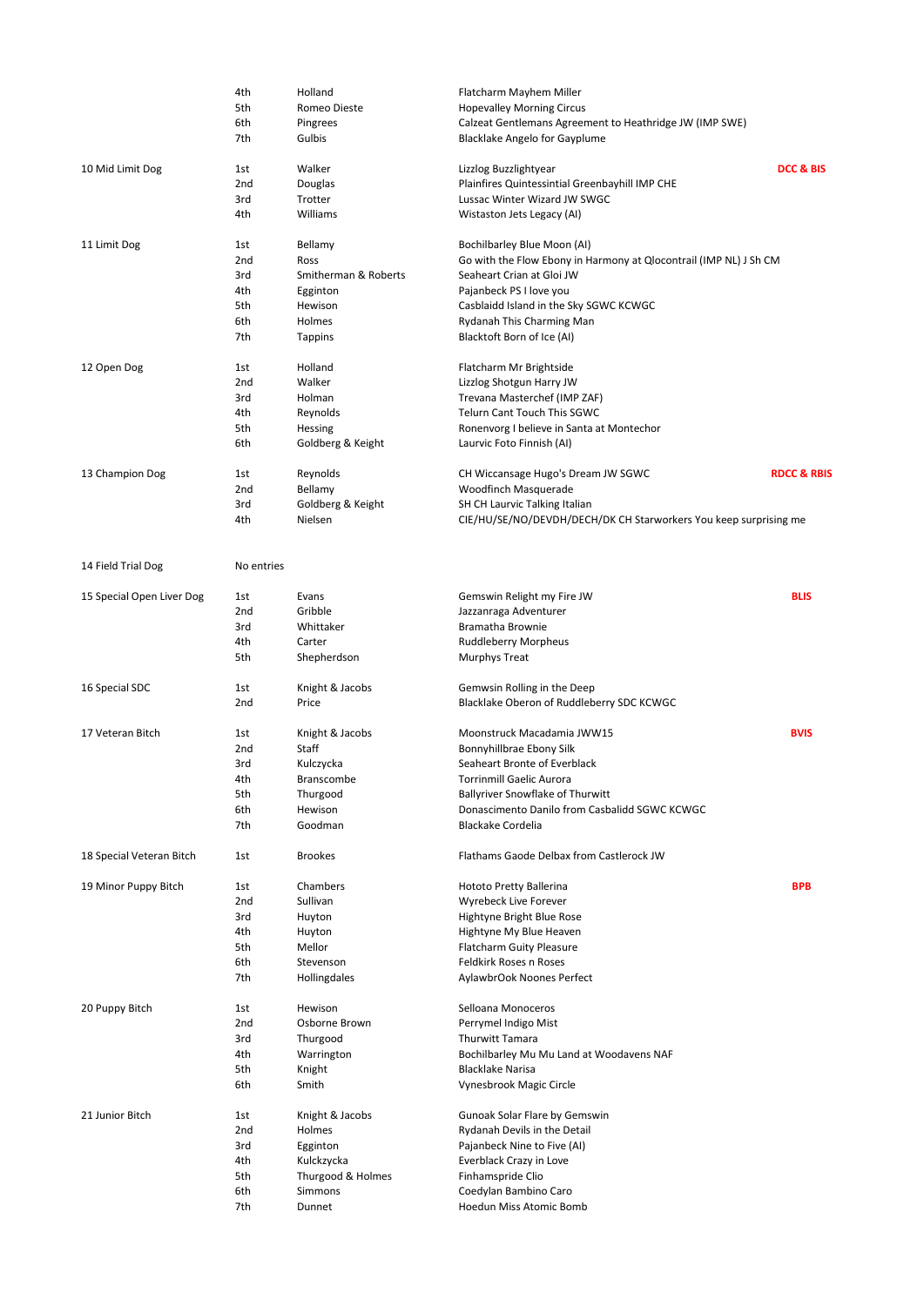| Class | Place | Exhibitor | Dog | Award |
|---|---|---|---|---|
| | 4th | Holland | Flatcharm Mayhem Miller | |
| | 5th | Romeo Dieste | Hopevalley Morning Circus | |
| | 6th | Pingrees | Calzeat Gentlemans Agreement to Heathridge JW (IMP SWE) | |
| | 7th | Gulbis | Blacklake Angelo for Gayplume | |
| 10 Mid Limit Dog | 1st | Walker | Lizzlog Buzzlightyear | DCC & BIS |
| | 2nd | Douglas | Plainfires Quintessintial Greenbayhill IMP CHE | |
| | 3rd | Trotter | Lussac Winter Wizard JW SWGC | |
| | 4th | Williams | Wistaston Jets Legacy (AI) | |
| 11 Limit Dog | 1st | Bellamy | Bochilbarley Blue Moon (AI) | |
| | 2nd | Ross | Go with the Flow Ebony in Harmony at Qlocontrail (IMP NL) J Sh CM | |
| | 3rd | Smitherman & Roberts | Seaheart Crian at Gloi JW | |
| | 4th | Egginton | Pajanbeck PS I love you | |
| | 5th | Hewison | Casblaidd Island in the Sky SGWC KCWGC | |
| | 6th | Holmes | Rydanah This Charming Man | |
| | 7th | Tappins | Blacktoft Born of Ice (AI) | |
| 12 Open Dog | 1st | Holland | Flatcharm Mr Brightside | |
| | 2nd | Walker | Lizzlog Shotgun Harry JW | |
| | 3rd | Holman | Trevana Masterchef (IMP ZAF) | |
| | 4th | Reynolds | Telurn Cant Touch This SGWC | |
| | 5th | Hessing | Ronenvorg I believe in Santa at Montechor | |
| | 6th | Goldberg & Keight | Laurvic Foto Finnish (AI) | |
| 13 Champion Dog | 1st | Reynolds | CH Wiccansage Hugo's Dream JW SGWC | RDCC & RBIS |
| | 2nd | Bellamy | Woodfinch Masquerade | |
| | 3rd | Goldberg & Keight | SH CH Laurvic Talking Italian | |
| | 4th | Nielsen | CIE/HU/SE/NO/DEVDH/DECH/DK CH Starworkers You keep surprising me | |
| 14 Field Trial Dog | No entries | | | |
| 15 Special Open Liver Dog | 1st | Evans | Gemswin Relight my Fire JW | BLIS |
| | 2nd | Gribble | Jazzanraga Adventurer | |
| | 3rd | Whittaker | Bramatha Brownie | |
| | 4th | Carter | Ruddleberry Morpheus | |
| | 5th | Shepherdson | Murphys Treat | |
| 16 Special SDC | 1st | Knight & Jacobs | Gemwsin Rolling in the Deep | |
| | 2nd | Price | Blacklake Oberon of Ruddleberry SDC KCWGC | |
| 17 Veteran Bitch | 1st | Knight & Jacobs | Moonstruck Macadamia JWW15 | BVIS |
| | 2nd | Staff | Bonnyhillbrae Ebony Silk | |
| | 3rd | Kulczycka | Seaheart Bronte of Everblack | |
| | 4th | Branscombe | Torrinmill Gaelic Aurora | |
| | 5th | Thurgood | Ballyriver Snowflake of Thurwitt | |
| | 6th | Hewison | Donascimento Danilo from Casbalidd SGWC KCWGC | |
| | 7th | Goodman | Blackake Cordelia | |
| 18 Special Veteran Bitch | 1st | Brookes | Flathams Gaode Delbax from Castlerock JW | |
| 19 Minor Puppy Bitch | 1st | Chambers | Hototo Pretty Ballerina | BPB |
| | 2nd | Sullivan | Wyrebeck Live Forever | |
| | 3rd | Huyton | Hightyne Bright Blue Rose | |
| | 4th | Huyton | Hightyne My Blue Heaven | |
| | 5th | Mellor | Flatcharm Guity Pleasure | |
| | 6th | Stevenson | Feldkirk Roses n Roses | |
| | 7th | Hollingdales | AylawbrOok Noones Perfect | |
| 20 Puppy Bitch | 1st | Hewison | Selloana Monoceros | |
| | 2nd | Osborne Brown | Perrymel Indigo Mist | |
| | 3rd | Thurgood | Thurwitt Tamara | |
| | 4th | Warrington | Bochilbarley Mu Mu Land at Woodavens NAF | |
| | 5th | Knight | Blacklake Narisa | |
| | 6th | Smith | Vynesbrook Magic Circle | |
| 21 Junior Bitch | 1st | Knight & Jacobs | Gunoak Solar Flare by Gemswin | |
| | 2nd | Holmes | Rydanah Devils in the Detail | |
| | 3rd | Egginton | Pajanbeck Nine to Five (AI) | |
| | 4th | Kulckzycka | Everblack Crazy in Love | |
| | 5th | Thurgood & Holmes | Finhamspride Clio | |
| | 6th | Simmons | Coedylan Bambino Caro | |
| | 7th | Dunnet | Hoedun Miss Atomic Bomb | |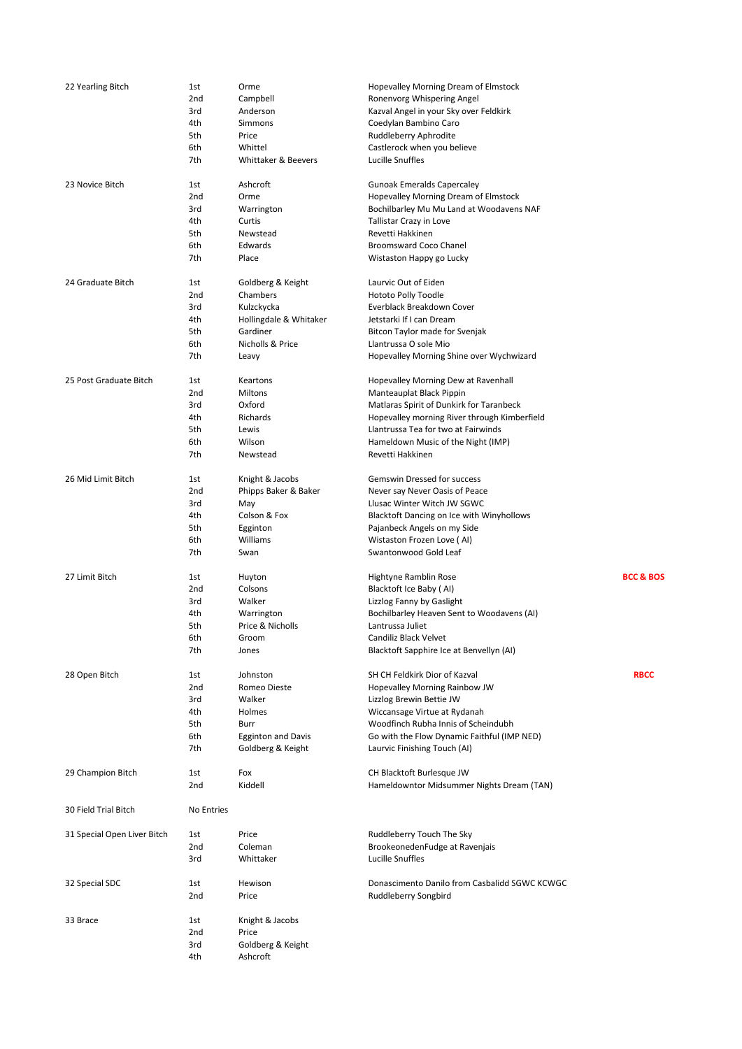| Class | Place | Exhibitor | Dog | Award |
|---|---|---|---|---|
| 22 Yearling Bitch | 1st | Orme | Hopevalley Morning Dream of Elmstock | |
| | 2nd | Campbell | Ronenvorg Whispering Angel | |
| | 3rd | Anderson | Kazval Angel in your Sky over Feldkirk | |
| | 4th | Simmons | Coedylan Bambino Caro | |
| | 5th | Price | Ruddleberry Aphrodite | |
| | 6th | Whittel | Castlerock when you believe | |
| | 7th | Whittaker & Beevers | Lucille Snuffles | |
| 23 Novice Bitch | 1st | Ashcroft | Gunoak Emeralds Capercaley | |
| | 2nd | Orme | Hopevalley Morning Dream of Elmstock | |
| | 3rd | Warrington | Bochilbarley Mu Mu Land at Woodavens NAF | |
| | 4th | Curtis | Tallistar Crazy in Love | |
| | 5th | Newstead | Revetti Hakkinen | |
| | 6th | Edwards | Broomsward Coco Chanel | |
| | 7th | Place | Wistaston Happy go Lucky | |
| 24 Graduate Bitch | 1st | Goldberg & Keight | Laurvic Out of Eiden | |
| | 2nd | Chambers | Hototo Polly Toodle | |
| | 3rd | Kulzckycka | Everblack Breakdown Cover | |
| | 4th | Hollingdale & Whitaker | Jetstarki If I can Dream | |
| | 5th | Gardiner | Bitcon Taylor made for Svenjak | |
| | 6th | Nicholls & Price | Llantrussa O sole Mio | |
| | 7th | Leavy | Hopevalley Morning Shine over Wychwizard | |
| 25 Post Graduate Bitch | 1st | Keartons | Hopevalley Morning Dew at Ravenhall | |
| | 2nd | Miltons | Manteauplat Black Pippin | |
| | 3rd | Oxford | Matlaras Spirit of Dunkirk for Taranbeck | |
| | 4th | Richards | Hopevalley morning River through Kimberfield | |
| | 5th | Lewis | Llantrussa Tea for two at Fairwinds | |
| | 6th | Wilson | Hameldown Music of the Night (IMP) | |
| | 7th | Newstead | Revetti Hakkinen | |
| 26 Mid Limit Bitch | 1st | Knight & Jacobs | Gemswin Dressed for success | |
| | 2nd | Phipps Baker & Baker | Never say Never Oasis of Peace | |
| | 3rd | May | Llusac Winter Witch JW SGWC | |
| | 4th | Colson & Fox | Blacktoft Dancing on Ice with Winyhollows | |
| | 5th | Egginton | Pajanbeck Angels on my Side | |
| | 6th | Williams | Wistaston Frozen Love ( AI) | |
| | 7th | Swan | Swantonwood Gold Leaf | |
| 27 Limit Bitch | 1st | Huyton | Hightyne Ramblin Rose | **BCC & BOS** |
| | 2nd | Colsons | Blacktoft Ice Baby ( AI) | |
| | 3rd | Walker | Lizzlog Fanny by Gaslight | |
| | 4th | Warrington | Bochilbarley Heaven Sent to Woodavens (AI) | |
| | 5th | Price & Nicholls | Lantrussa Juliet | |
| | 6th | Groom | Candiliz Black Velvet | |
| | 7th | Jones | Blacktoft Sapphire Ice at Benvellyn (AI) | |
| 28 Open Bitch | 1st | Johnston | SH CH Feldkirk Dior of Kazval | **RBCC** |
| | 2nd | Romeo Dieste | Hopevalley Morning Rainbow JW | |
| | 3rd | Walker | Lizzlog Brewin Bettie JW | |
| | 4th | Holmes | Wiccansage Virtue at Rydanah | |
| | 5th | Burr | Woodfinch Rubha Innis of Scheindubh | |
| | 6th | Egginton and Davis | Go with the Flow Dynamic Faithful (IMP NED) | |
| | 7th | Goldberg & Keight | Laurvic Finishing Touch (AI) | |
| 29 Champion Bitch | 1st | Fox | CH Blacktoft Burlesque JW | |
| | 2nd | Kiddell | Hameldowntor Midsummer Nights Dream (TAN) | |
| 30 Field Trial Bitch | No Entries | | | |
| 31 Special Open Liver Bitch | 1st | Price | Ruddleberry Touch The Sky | |
| | 2nd | Coleman | BrookeonedenFudge at Ravenjais | |
| | 3rd | Whittaker | Lucille Snuffles | |
| 32 Special SDC | 1st | Hewison | Donascimento Danilo from Casbalidd SGWC KCWGC | |
| | 2nd | Price | Ruddleberry Songbird | |
| 33 Brace | 1st | Knight & Jacobs | | |
| | 2nd | Price | | |
| | 3rd | Goldberg & Keight | | |
| | 4th | Ashcroft | | |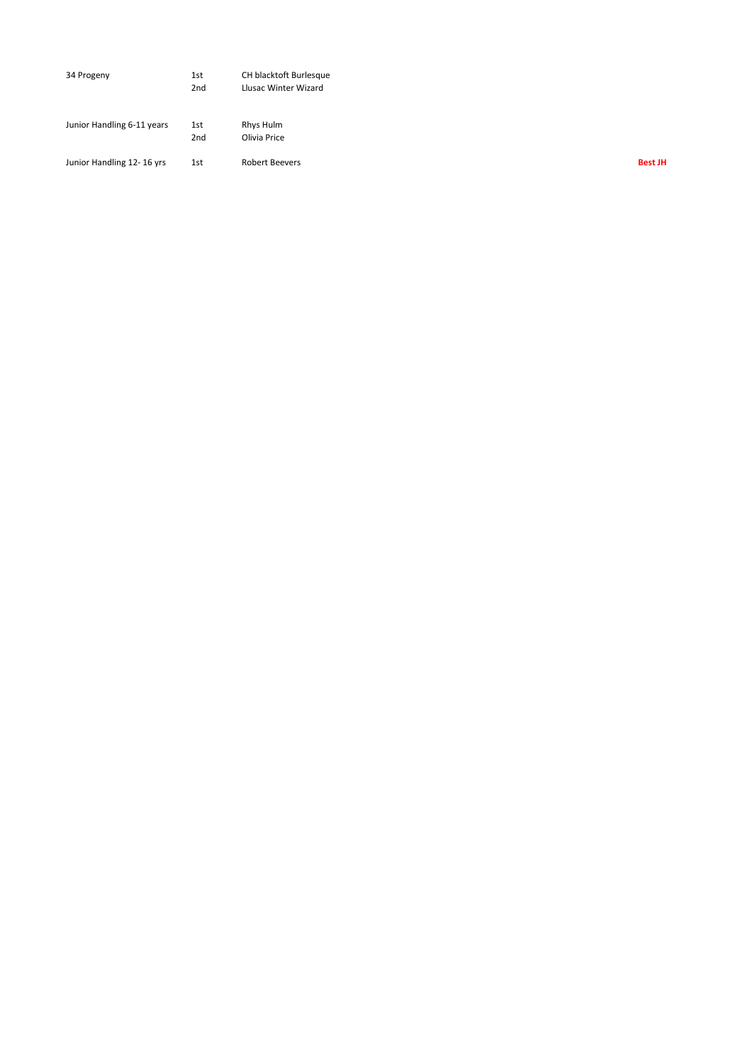| | | | |
|---|---|---|---|
| 34 Progeny | 1st | CH blacktoft Burlesque | |
| | 2nd | Llusac Winter Wizard | |
| Junior Handling 6-11 years | 1st | Rhys Hulm | |
| | 2nd | Olivia Price | |
| Junior Handling 12- 16 yrs | 1st | Robert Beevers | **Best JH** |